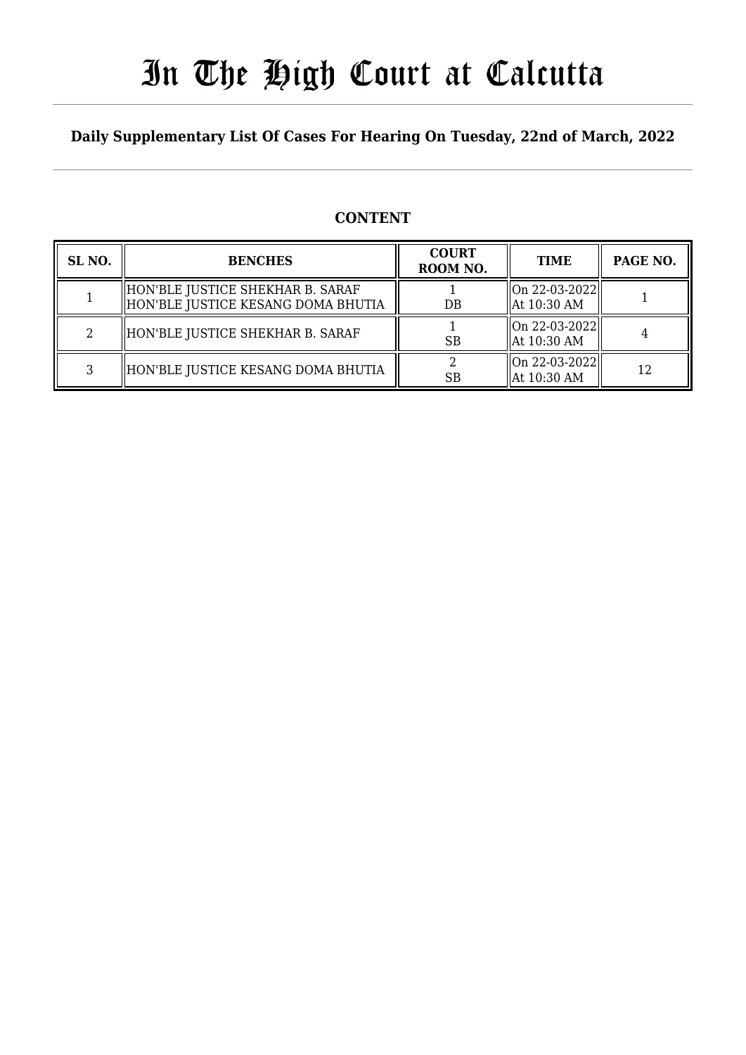# In The High Court at Calcutta

## Daily Supplementary List Of Cases For Hearing On Tuesday, 22nd of March, 2022

### CONTENT

| SL NO. | BENCHES | COURT ROOM NO. | TIME | PAGE NO. |
|---|---|---|---|---|
| 1 | HON'BLE JUSTICE SHEKHAR B. SARAF<br>HON'BLE JUSTICE KESANG DOMA BHUTIA | 1<br>DB | On 22-03-2022<br>At 10:30 AM | 1 |
| 2 | HON'BLE JUSTICE SHEKHAR B. SARAF | 1<br>SB | On 22-03-2022<br>At 10:30 AM | 4 |
| 3 | HON'BLE JUSTICE KESANG DOMA BHUTIA | 2<br>SB | On 22-03-2022<br>At 10:30 AM | 12 |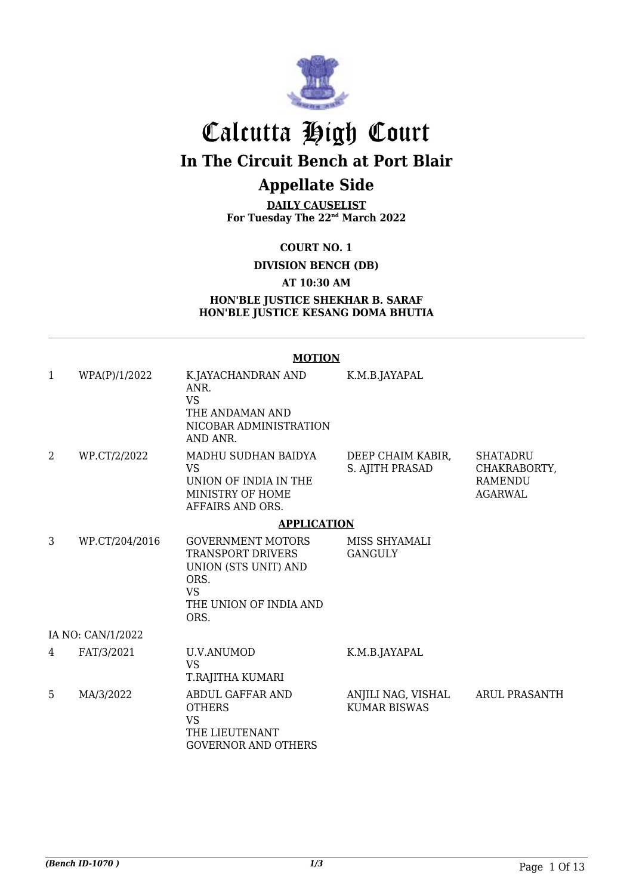# Calcutta High Court

## In The Circuit Bench at Port Blair

## Appellate Side

**DAILY CAUSELIST**
**For Tuesday The 22nd March 2022**

**COURT NO. 1**

**DIVISION BENCH (DB)**

**AT 10:30 AM**

**HON'BLE JUSTICE SHEKHAR B. SARAF**
**HON'BLE JUSTICE KESANG DOMA BHUTIA**

**MOTION**

| | | | | |
|---|---|---|---|---|
| 1 | WPA(P)/1/2022 | K.JAYACHANDRAN AND ANR. VS THE ANDAMAN AND NICOBAR ADMINISTRATION AND ANR. | K.M.B.JAYAPAL | |
| 2 | WP.CT/2/2022 | MADHU SUDHAN BAIDYA VS UNION OF INDIA IN THE MINISTRY OF HOME AFFAIRS AND ORS. | DEEP CHAIM KABIR, S. AJITH PRASAD | SHATADRU CHAKRABORTY, RAMENDU AGARWAL |

**APPLICATION**

| | | | | |
|---|---|---|---|---|
| 3 | WP.CT/204/2016 | GOVERNMENT MOTORS TRANSPORT DRIVERS UNION (STS UNIT) AND ORS. VS THE UNION OF INDIA AND ORS. | MISS SHYAMALI GANGULY | |
| | IA NO: CAN/1/2022 | | | |
| 4 | FAT/3/2021 | U.V.ANUMOD VS T.RAJITHA KUMARI | K.M.B.JAYAPAL | |
| 5 | MA/3/2022 | ABDUL GAFFAR AND OTHERS VS THE LIEUTENANT GOVERNOR AND OTHERS | ANJILI NAG, VISHAL KUMAR BISWAS | ARUL PRASANTH |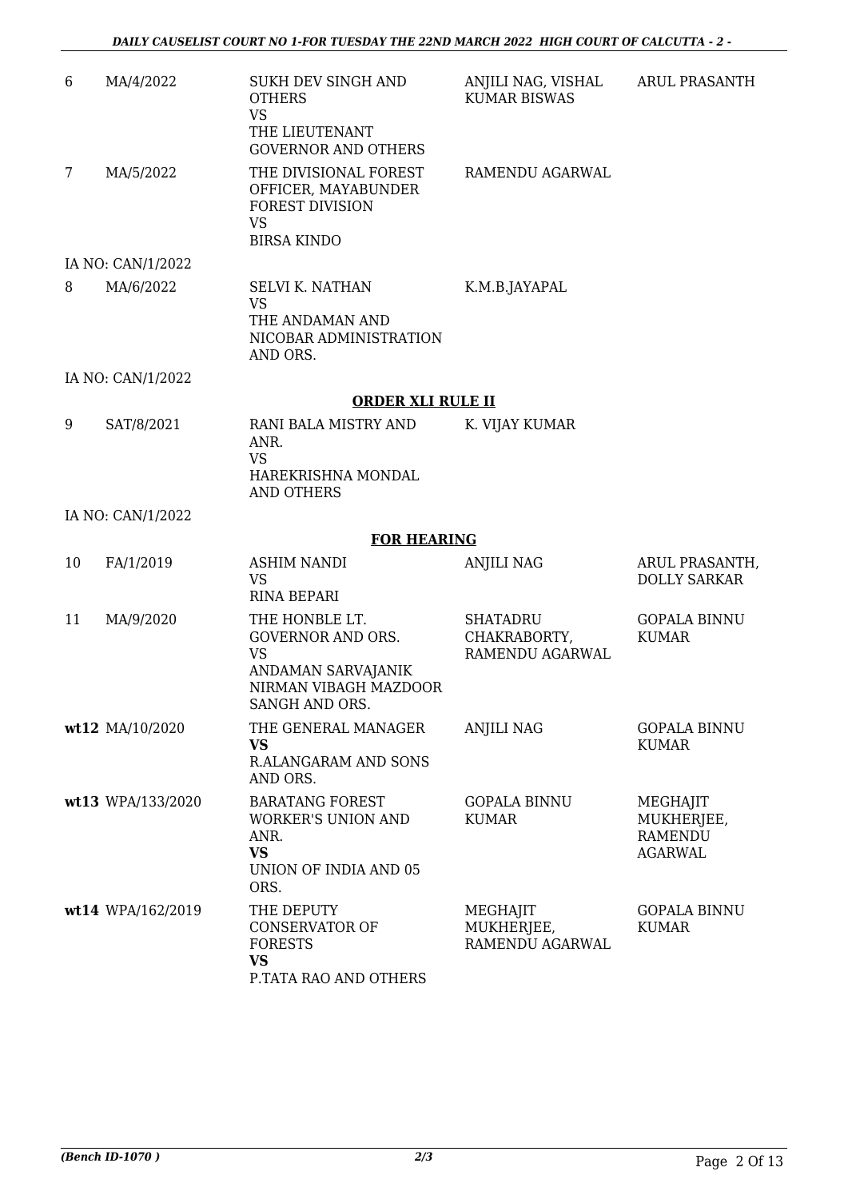| | | | | |
|---|---|---|---|---|
| 6 | MA/4/2022 | SUKH DEV SINGH AND OTHERS<br>VS<br>THE LIEUTENANT GOVERNOR AND OTHERS | ANJILI NAG, VISHAL KUMAR BISWAS | ARUL PRASANTH |
| 7 | MA/5/2022 | THE DIVISIONAL FOREST OFFICER, MAYABUNDER FOREST DIVISION<br>VS<br>BIRSA KINDO | RAMENDU AGARWAL | |
| IA NO: CAN/1/2022 | | | | |
| 8 | MA/6/2022 | SELVI K. NATHAN<br>VS<br>THE ANDAMAN AND NICOBAR ADMINISTRATION AND ORS. | K.M.B.JAYAPAL | |
| IA NO: CAN/1/2022 | | | | |

**ORDER XLI RULE II**

| | | | | |
|---|---|---|---|---|
| 9 | SAT/8/2021 | RANI BALA MISTRY AND ANR.<br>VS<br>HAREKRISHNA MONDAL AND OTHERS | K. VIJAY KUMAR | |
| IA NO: CAN/1/2022 | | | | |

**FOR HEARING**

| | | | | |
|---|---|---|---|---|
| 10 | FA/1/2019 | ASHIM NANDI<br>VS<br>RINA BEPARI | ANJILI NAG | ARUL PRASANTH, DOLLY SARKAR |
| 11 | MA/9/2020 | THE HONBLE LT. GOVERNOR AND ORS.<br>VS<br>ANDAMAN SARVAJANIK NIRMAN VIBAGH MAZDOOR SANGH AND ORS. | SHATADRU CHAKRABORTY, RAMENDU AGARWAL | GOPALA BINNU KUMAR |
| **wt12** | MA/10/2020 | THE GENERAL MANAGER<br>**VS**<br>R.ALANGARAM AND SONS AND ORS. | ANJILI NAG | GOPALA BINNU KUMAR |
| **wt13** | WPA/133/2020 | BARATANG FOREST WORKER'S UNION AND ANR.<br>**VS**<br>UNION OF INDIA AND 05 ORS. | GOPALA BINNU KUMAR | MEGHAJIT MUKHERJEE, RAMENDU AGARWAL |
| **wt14** | WPA/162/2019 | THE DEPUTY CONSERVATOR OF FORESTS<br>**VS**<br>P.TATA RAO AND OTHERS | MEGHAJIT MUKHERJEE, RAMENDU AGARWAL | GOPALA BINNU KUMAR |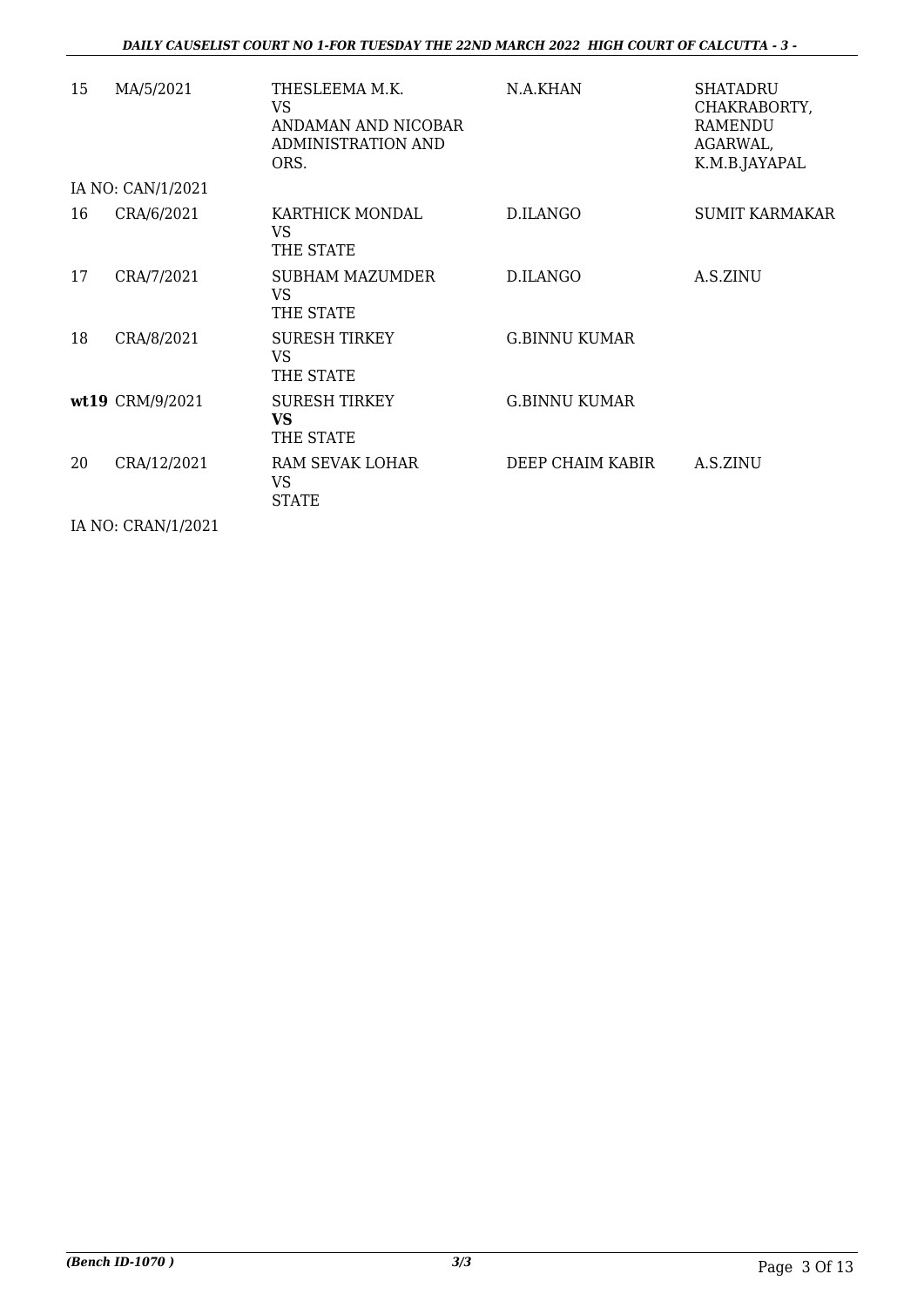| | | | | |
|---|---|---|---|---|
| 15 | MA/5/2021 | THESLEEMA M.K.<br>VS<br>ANDAMAN AND NICOBAR ADMINISTRATION AND ORS. | N.A.KHAN | SHATADRU CHAKRABORTY, RAMENDU AGARWAL, K.M.B.JAYAPAL |
| IA NO: CAN/1/2021 | | | | |
| 16 | CRA/6/2021 | KARTHICK MONDAL<br>VS<br>THE STATE | D.ILANGO | SUMIT KARMAKAR |
| 17 | CRA/7/2021 | SUBHAM MAZUMDER<br>VS<br>THE STATE | D.ILANGO | A.S.ZINU |
| 18 | CRA/8/2021 | SURESH TIRKEY<br>VS<br>THE STATE | G.BINNU KUMAR | |
| **wt19** | CRM/9/2021 | SURESH TIRKEY<br>**VS**<br>THE STATE | G.BINNU KUMAR | |
| 20 | CRA/12/2021 | RAM SEVAK LOHAR<br>VS<br>STATE | DEEP CHAIM KABIR | A.S.ZINU |
| IA NO: CRAN/1/2021 | | | | |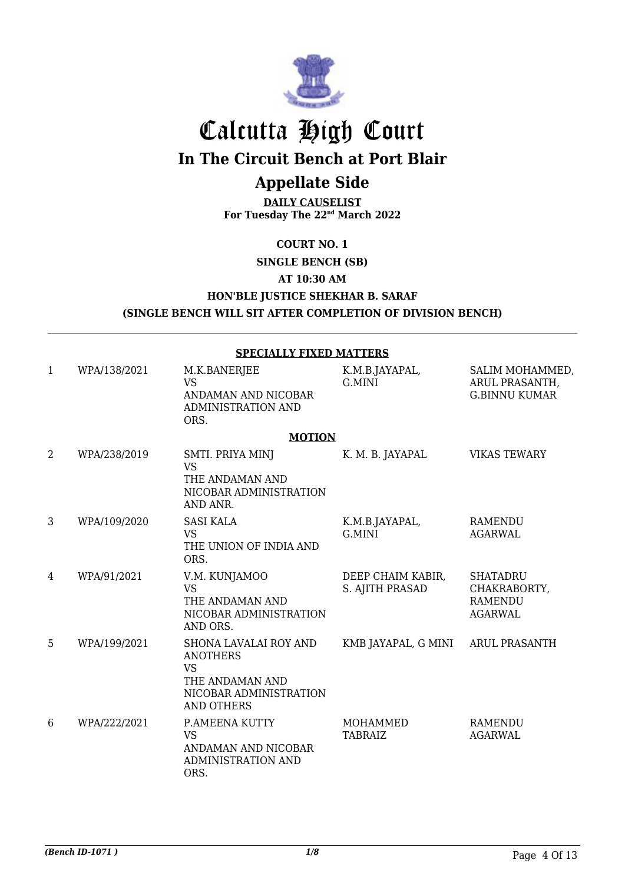# Calcutta High Court

## In The Circuit Bench at Port Blair

## Appellate Side

**DAILY CAUSELIST**
**For Tuesday The 22nd March 2022**

**COURT NO. 1**

**SINGLE BENCH (SB)**

**AT 10:30 AM**

**HON'BLE JUSTICE SHEKHAR B. SARAF**

**(SINGLE BENCH WILL SIT AFTER COMPLETION OF DIVISION BENCH)**

**SPECIALLY FIXED MATTERS**

| | | | | |
|---|---|---|---|---|
| 1 | WPA/138/2021 | M.K.BANERJEE VS ANDAMAN AND NICOBAR ADMINISTRATION AND ORS. | K.M.B.JAYAPAL, G.MINI | SALIM MOHAMMED, ARUL PRASANTH, G.BINNU KUMAR |

**MOTION**

| | | | | |
|---|---|---|---|---|
| 2 | WPA/238/2019 | SMTI. PRIYA MINJ VS THE ANDAMAN AND NICOBAR ADMINISTRATION AND ANR. | K. M. B. JAYAPAL | VIKAS TEWARY |
| 3 | WPA/109/2020 | SASI KALA VS THE UNION OF INDIA AND ORS. | K.M.B.JAYAPAL, G.MINI | RAMENDU AGARWAL |
| 4 | WPA/91/2021 | V.M. KUNJAMOO VS THE ANDAMAN AND NICOBAR ADMINISTRATION AND ORS. | DEEP CHAIM KABIR, S. AJITH PRASAD | SHATADRU CHAKRABORTY, RAMENDU AGARWAL |
| 5 | WPA/199/2021 | SHONA LAVALAI ROY AND ANOTHERS VS THE ANDAMAN AND NICOBAR ADMINISTRATION AND OTHERS | KMB JAYAPAL, G MINI | ARUL PRASANTH |
| 6 | WPA/222/2021 | P.AMEENA KUTTY VS ANDAMAN AND NICOBAR ADMINISTRATION AND ORS. | MOHAMMED TABRAIZ | RAMENDU AGARWAL |

*(Bench ID-1071 )* 1/8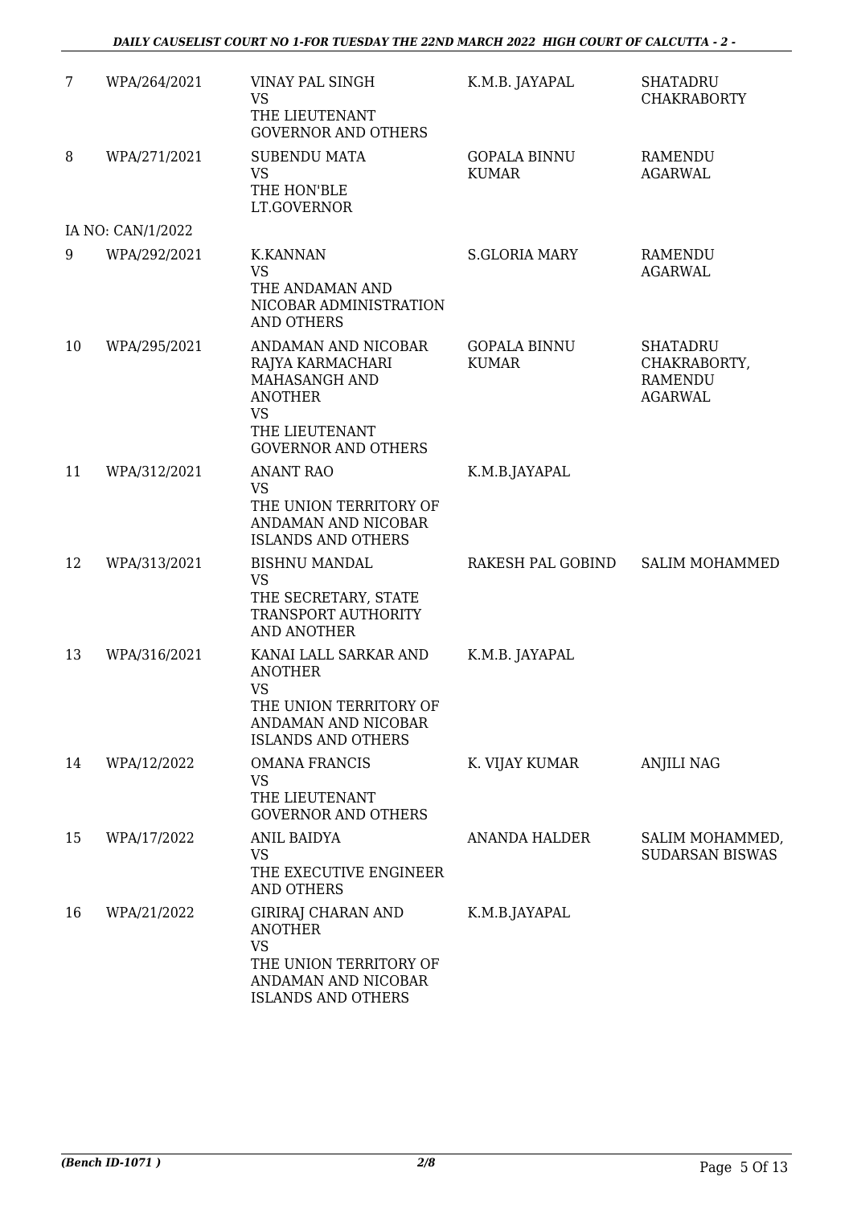| | | | | |
|---|---|---|---|---|
| 7 | WPA/264/2021 | VINAY PAL SINGH<br>VS<br>THE LIEUTENANT GOVERNOR AND OTHERS | K.M.B. JAYAPAL | SHATADRU CHAKRABORTY |
| 8 | WPA/271/2021 | SUBENDU MATA<br>VS<br>THE HON'BLE LT.GOVERNOR | GOPALA BINNU KUMAR | RAMENDU AGARWAL |
| | IA NO: CAN/1/2022 | | | |
| 9 | WPA/292/2021 | K.KANNAN<br>VS<br>THE ANDAMAN AND NICOBAR ADMINISTRATION AND OTHERS | S.GLORIA MARY | RAMENDU AGARWAL |
| 10 | WPA/295/2021 | ANDAMAN AND NICOBAR RAJYA KARMACHARI MAHASANGH AND ANOTHER<br>VS<br>THE LIEUTENANT GOVERNOR AND OTHERS | GOPALA BINNU KUMAR | SHATADRU CHAKRABORTY, RAMENDU AGARWAL |
| 11 | WPA/312/2021 | ANANT RAO<br>VS<br>THE UNION TERRITORY OF ANDAMAN AND NICOBAR ISLANDS AND OTHERS | K.M.B.JAYAPAL | |
| 12 | WPA/313/2021 | BISHNU MANDAL<br>VS<br>THE SECRETARY, STATE TRANSPORT AUTHORITY AND ANOTHER | RAKESH PAL GOBIND | SALIM MOHAMMED |
| 13 | WPA/316/2021 | KANAI LALL SARKAR AND ANOTHER<br>VS<br>THE UNION TERRITORY OF ANDAMAN AND NICOBAR ISLANDS AND OTHERS | K.M.B. JAYAPAL | |
| 14 | WPA/12/2022 | OMANA FRANCIS<br>VS<br>THE LIEUTENANT GOVERNOR AND OTHERS | K. VIJAY KUMAR | ANJILI NAG |
| 15 | WPA/17/2022 | ANIL BAIDYA<br>VS<br>THE EXECUTIVE ENGINEER AND OTHERS | ANANDA HALDER | SALIM MOHAMMED, SUDARSAN BISWAS |
| 16 | WPA/21/2022 | GIRIRAJ CHARAN AND ANOTHER<br>VS<br>THE UNION TERRITORY OF ANDAMAN AND NICOBAR ISLANDS AND OTHERS | K.M.B.JAYAPAL | |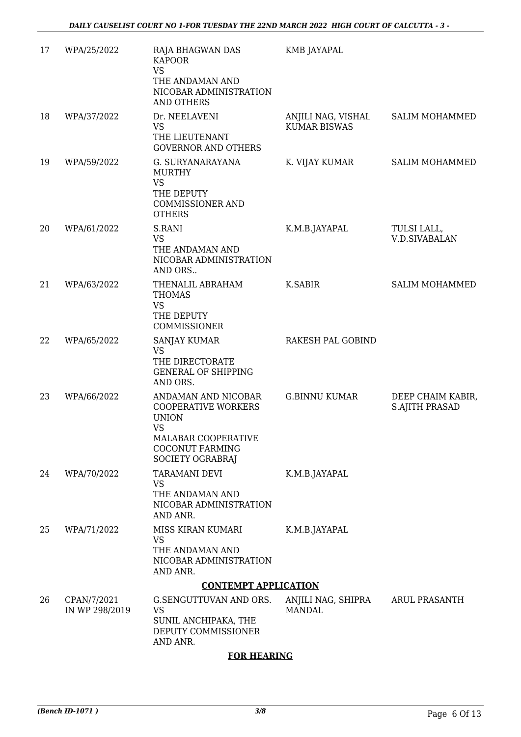| | | | | |
|---|---|---|---|---|
| 17 | WPA/25/2022 | RAJA BHAGWAN DAS KAPOOR<br>VS<br>THE ANDAMAN AND NICOBAR ADMINISTRATION AND OTHERS | KMB JAYAPAL | |
| 18 | WPA/37/2022 | Dr. NEELAVENI<br>VS<br>THE LIEUTENANT GOVERNOR AND OTHERS | ANJILI NAG, VISHAL KUMAR BISWAS | SALIM MOHAMMED |
| 19 | WPA/59/2022 | G. SURYANARAYANA MURTHY<br>VS<br>THE DEPUTY COMMISSIONER AND OTHERS | K. VIJAY KUMAR | SALIM MOHAMMED |
| 20 | WPA/61/2022 | S.RANI<br>VS<br>THE ANDAMAN AND NICOBAR ADMINISTRATION AND ORS.. | K.M.B.JAYAPAL | TULSI LALL, V.D.SIVABALAN |
| 21 | WPA/63/2022 | THENALIL ABRAHAM THOMAS<br>VS<br>THE DEPUTY COMMISSIONER | K.SABIR | SALIM MOHAMMED |
| 22 | WPA/65/2022 | SANJAY KUMAR<br>VS<br>THE DIRECTORATE GENERAL OF SHIPPING AND ORS. | RAKESH PAL GOBIND | |
| 23 | WPA/66/2022 | ANDAMAN AND NICOBAR COOPERATIVE WORKERS UNION<br>VS<br>MALABAR COOPERATIVE COCONUT FARMING SOCIETY OGRABRAJ | G.BINNU KUMAR | DEEP CHAIM KABIR, S.AJITH PRASAD |
| 24 | WPA/70/2022 | TARAMANI DEVI<br>VS<br>THE ANDAMAN AND NICOBAR ADMINISTRATION AND ANR. | K.M.B.JAYAPAL | |
| 25 | WPA/71/2022 | MISS KIRAN KUMARI<br>VS<br>THE ANDAMAN AND NICOBAR ADMINISTRATION AND ANR. | K.M.B.JAYAPAL | |

**CONTEMPT APPLICATION**

| | | | | |
|---|---|---|---|---|
| 26 | CPAN/7/2021<br>IN WP 298/2019 | G.SENGUTTUVAN AND ORS.<br>VS<br>SUNIL ANCHIPAKA, THE DEPUTY COMMISSIONER AND ANR. | ANJILI NAG, SHIPRA MANDAL | ARUL PRASANTH |

**FOR HEARING**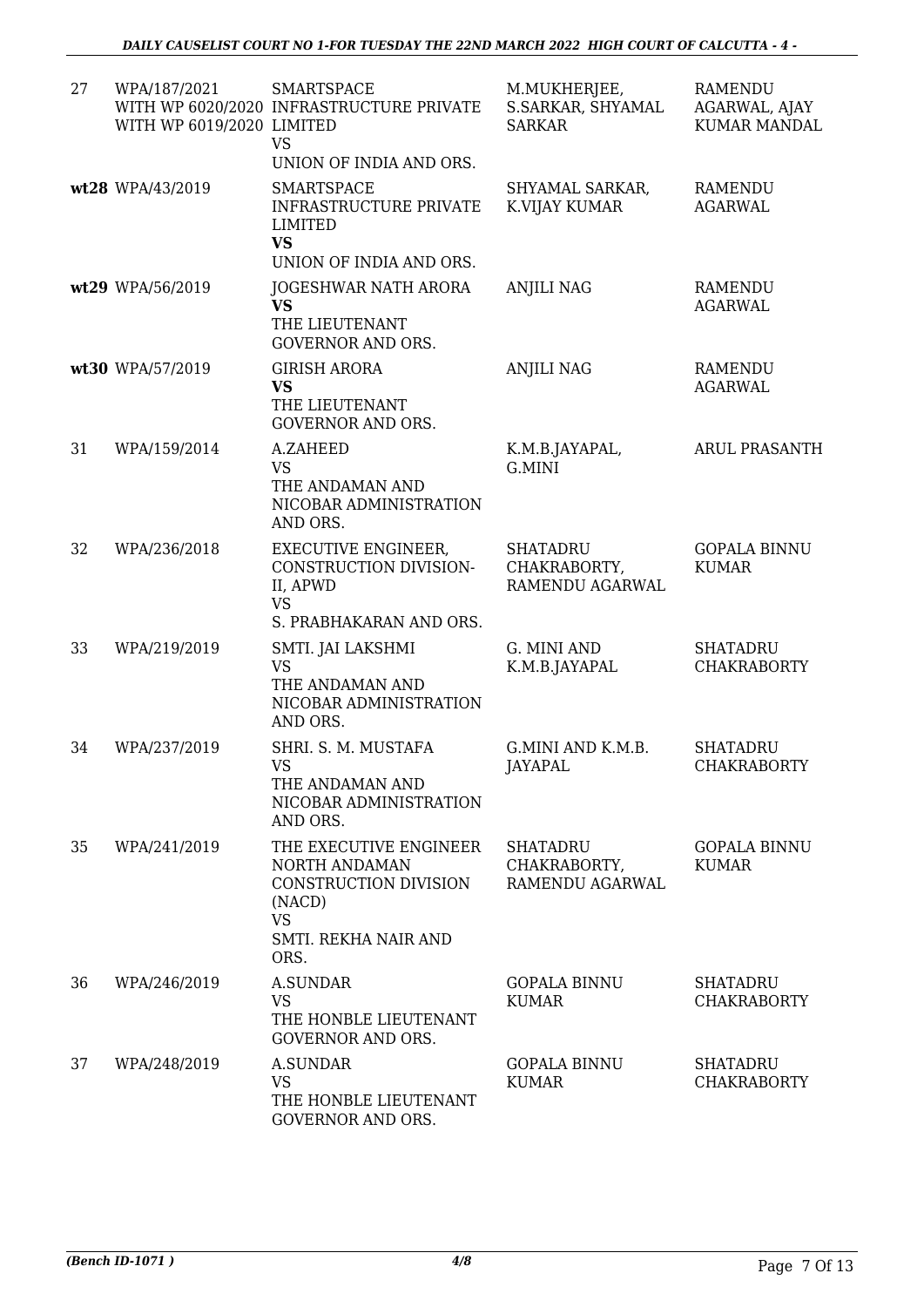| | | | | |
|---|---|---|---|---|
| 27 | WPA/187/2021<br>WITH WP 6020/2020<br>WITH WP 6019/2020 | SMARTSPACE INFRASTRUCTURE PRIVATE LIMITED<br>VS<br>UNION OF INDIA AND ORS. | M.MUKHERJEE, S.SARKAR, SHYAMAL SARKAR | RAMENDU AGARWAL, AJAY KUMAR MANDAL |
| **wt28** | WPA/43/2019 | SMARTSPACE INFRASTRUCTURE PRIVATE LIMITED<br>**VS**<br>UNION OF INDIA AND ORS. | SHYAMAL SARKAR, K.VIJAY KUMAR | RAMENDU AGARWAL |
| **wt29** | WPA/56/2019 | JOGESHWAR NATH ARORA<br>**VS**<br>THE LIEUTENANT GOVERNOR AND ORS. | ANJILI NAG | RAMENDU AGARWAL |
| **wt30** | WPA/57/2019 | GIRISH ARORA<br>**VS**<br>THE LIEUTENANT GOVERNOR AND ORS. | ANJILI NAG | RAMENDU AGARWAL |
| 31 | WPA/159/2014 | A.ZAHEED<br>VS<br>THE ANDAMAN AND NICOBAR ADMINISTRATION AND ORS. | K.M.B.JAYAPAL, G.MINI | ARUL PRASANTH |
| 32 | WPA/236/2018 | EXECUTIVE ENGINEER, CONSTRUCTION DIVISION-II, APWD<br>VS<br>S. PRABHAKARAN AND ORS. | SHATADRU CHAKRABORTY, RAMENDU AGARWAL | GOPALA BINNU KUMAR |
| 33 | WPA/219/2019 | SMTI. JAI LAKSHMI<br>VS<br>THE ANDAMAN AND NICOBAR ADMINISTRATION AND ORS. | G. MINI AND K.M.B.JAYAPAL | SHATADRU CHAKRABORTY |
| 34 | WPA/237/2019 | SHRI. S. M. MUSTAFA<br>VS<br>THE ANDAMAN AND NICOBAR ADMINISTRATION AND ORS. | G.MINI AND K.M.B. JAYAPAL | SHATADRU CHAKRABORTY |
| 35 | WPA/241/2019 | THE EXECUTIVE ENGINEER NORTH ANDAMAN CONSTRUCTION DIVISION (NACD)<br>VS<br>SMTI. REKHA NAIR AND ORS. | SHATADRU CHAKRABORTY, RAMENDU AGARWAL | GOPALA BINNU KUMAR |
| 36 | WPA/246/2019 | A.SUNDAR<br>VS<br>THE HONBLE LIEUTENANT GOVERNOR AND ORS. | GOPALA BINNU KUMAR | SHATADRU CHAKRABORTY |
| 37 | WPA/248/2019 | A.SUNDAR<br>VS<br>THE HONBLE LIEUTENANT GOVERNOR AND ORS. | GOPALA BINNU KUMAR | SHATADRU CHAKRABORTY |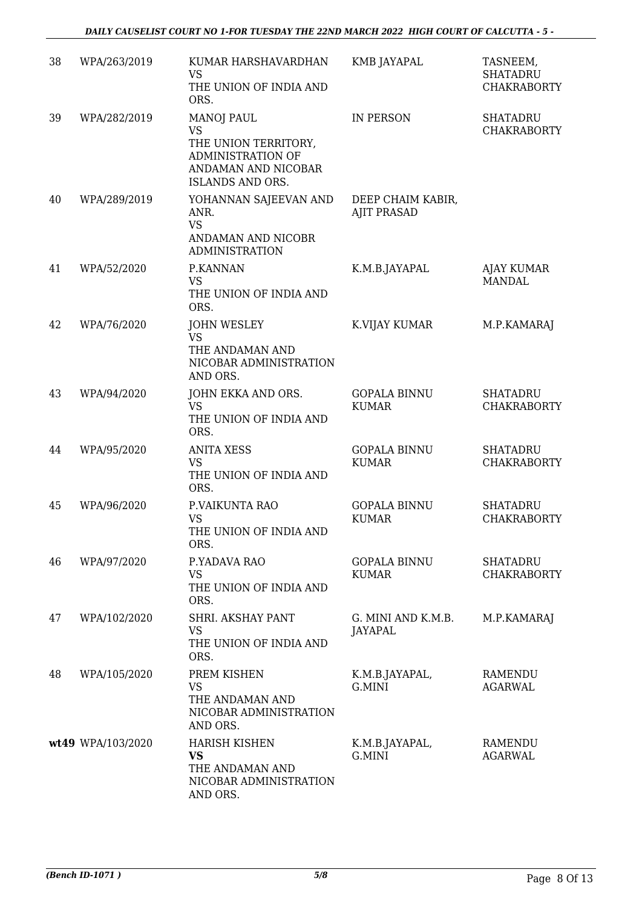| 38 | WPA/263/2019 | KUMAR HARSHAVARDHAN<br>VS<br>THE UNION OF INDIA AND ORS. | KMB JAYAPAL | TASNEEM, SHATADRU CHAKRABORTY |
|---|---|---|---|---|
| 39 | WPA/282/2019 | MANOJ PAUL<br>VS<br>THE UNION TERRITORY, ADMINISTRATION OF ANDAMAN AND NICOBAR ISLANDS AND ORS. | IN PERSON | SHATADRU CHAKRABORTY |
| 40 | WPA/289/2019 | YOHANNAN SAJEEVAN AND ANR.<br>VS<br>ANDAMAN AND NICOBR ADMINISTRATION | DEEP CHAIM KABIR, AJIT PRASAD | |
| 41 | WPA/52/2020 | P.KANNAN<br>VS<br>THE UNION OF INDIA AND ORS. | K.M.B.JAYAPAL | AJAY KUMAR MANDAL |
| 42 | WPA/76/2020 | JOHN WESLEY<br>VS<br>THE ANDAMAN AND NICOBAR ADMINISTRATION AND ORS. | K.VIJAY KUMAR | M.P.KAMARAJ |
| 43 | WPA/94/2020 | JOHN EKKA AND ORS.<br>VS<br>THE UNION OF INDIA AND ORS. | GOPALA BINNU KUMAR | SHATADRU CHAKRABORTY |
| 44 | WPA/95/2020 | ANITA XESS<br>VS<br>THE UNION OF INDIA AND ORS. | GOPALA BINNU KUMAR | SHATADRU CHAKRABORTY |
| 45 | WPA/96/2020 | P.VAIKUNTA RAO<br>VS<br>THE UNION OF INDIA AND ORS. | GOPALA BINNU KUMAR | SHATADRU CHAKRABORTY |
| 46 | WPA/97/2020 | P.YADAVA RAO<br>VS<br>THE UNION OF INDIA AND ORS. | GOPALA BINNU KUMAR | SHATADRU CHAKRABORTY |
| 47 | WPA/102/2020 | SHRI. AKSHAY PANT<br>VS<br>THE UNION OF INDIA AND ORS. | G. MINI AND K.M.B. JAYAPAL | M.P.KAMARAJ |
| 48 | WPA/105/2020 | PREM KISHEN<br>VS<br>THE ANDAMAN AND NICOBAR ADMINISTRATION AND ORS. | K.M.B.JAYAPAL, G.MINI | RAMENDU AGARWAL |
| **wt49** | WPA/103/2020 | HARISH KISHEN<br>**VS**<br>THE ANDAMAN AND NICOBAR ADMINISTRATION AND ORS. | K.M.B.JAYAPAL, G.MINI | RAMENDU AGARWAL |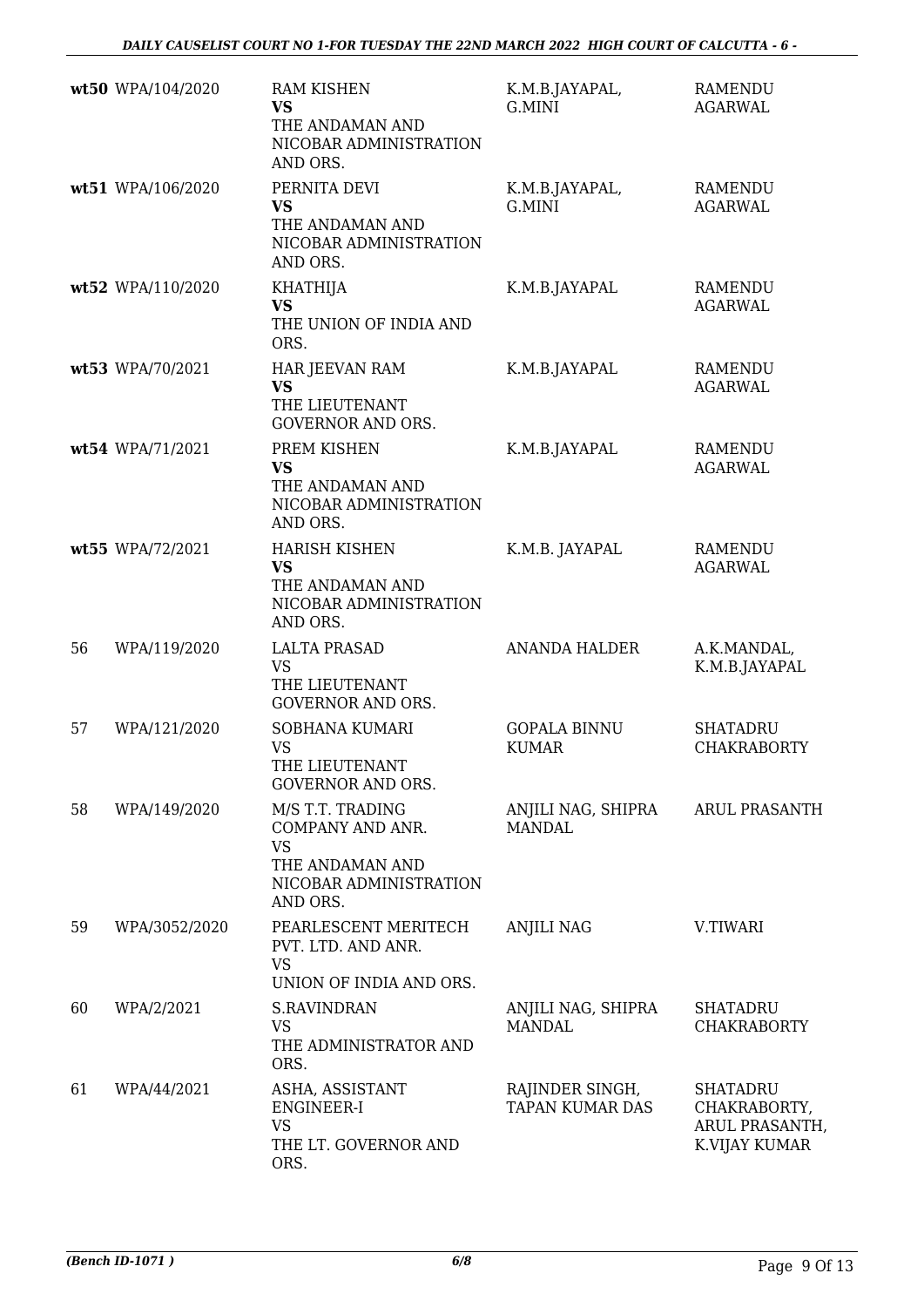| | | | | |
|---|---|---|---|---|
| **wt50** | WPA/104/2020 | RAM KISHEN<br>**VS**<br>THE ANDAMAN AND NICOBAR ADMINISTRATION AND ORS. | K.M.B.JAYAPAL, G.MINI | RAMENDU AGARWAL |
| **wt51** | WPA/106/2020 | PERNITA DEVI<br>**VS**<br>THE ANDAMAN AND NICOBAR ADMINISTRATION AND ORS. | K.M.B.JAYAPAL, G.MINI | RAMENDU AGARWAL |
| **wt52** | WPA/110/2020 | KHATHIJA<br>**VS**<br>THE UNION OF INDIA AND ORS. | K.M.B.JAYAPAL | RAMENDU AGARWAL |
| **wt53** | WPA/70/2021 | HAR JEEVAN RAM<br>**VS**<br>THE LIEUTENANT GOVERNOR AND ORS. | K.M.B.JAYAPAL | RAMENDU AGARWAL |
| **wt54** | WPA/71/2021 | PREM KISHEN<br>**VS**<br>THE ANDAMAN AND NICOBAR ADMINISTRATION AND ORS. | K.M.B.JAYAPAL | RAMENDU AGARWAL |
| **wt55** | WPA/72/2021 | HARISH KISHEN<br>**VS**<br>THE ANDAMAN AND NICOBAR ADMINISTRATION AND ORS. | K.M.B. JAYAPAL | RAMENDU AGARWAL |
| 56 | WPA/119/2020 | LALTA PRASAD<br>VS<br>THE LIEUTENANT GOVERNOR AND ORS. | ANANDA HALDER | A.K.MANDAL, K.M.B.JAYAPAL |
| 57 | WPA/121/2020 | SOBHANA KUMARI<br>VS<br>THE LIEUTENANT GOVERNOR AND ORS. | GOPALA BINNU KUMAR | SHATADRU CHAKRABORTY |
| 58 | WPA/149/2020 | M/S T.T. TRADING COMPANY AND ANR.<br>VS<br>THE ANDAMAN AND NICOBAR ADMINISTRATION AND ORS. | ANJILI NAG, SHIPRA MANDAL | ARUL PRASANTH |
| 59 | WPA/3052/2020 | PEARLESCENT MERITECH PVT. LTD. AND ANR.<br>VS<br>UNION OF INDIA AND ORS. | ANJILI NAG | V.TIWARI |
| 60 | WPA/2/2021 | S.RAVINDRAN<br>VS<br>THE ADMINISTRATOR AND ORS. | ANJILI NAG, SHIPRA MANDAL | SHATADRU CHAKRABORTY |
| 61 | WPA/44/2021 | ASHA, ASSISTANT ENGINEER-I<br>VS<br>THE LT. GOVERNOR AND ORS. | RAJINDER SINGH, TAPAN KUMAR DAS | SHATADRU CHAKRABORTY, ARUL PRASANTH, K.VIJAY KUMAR |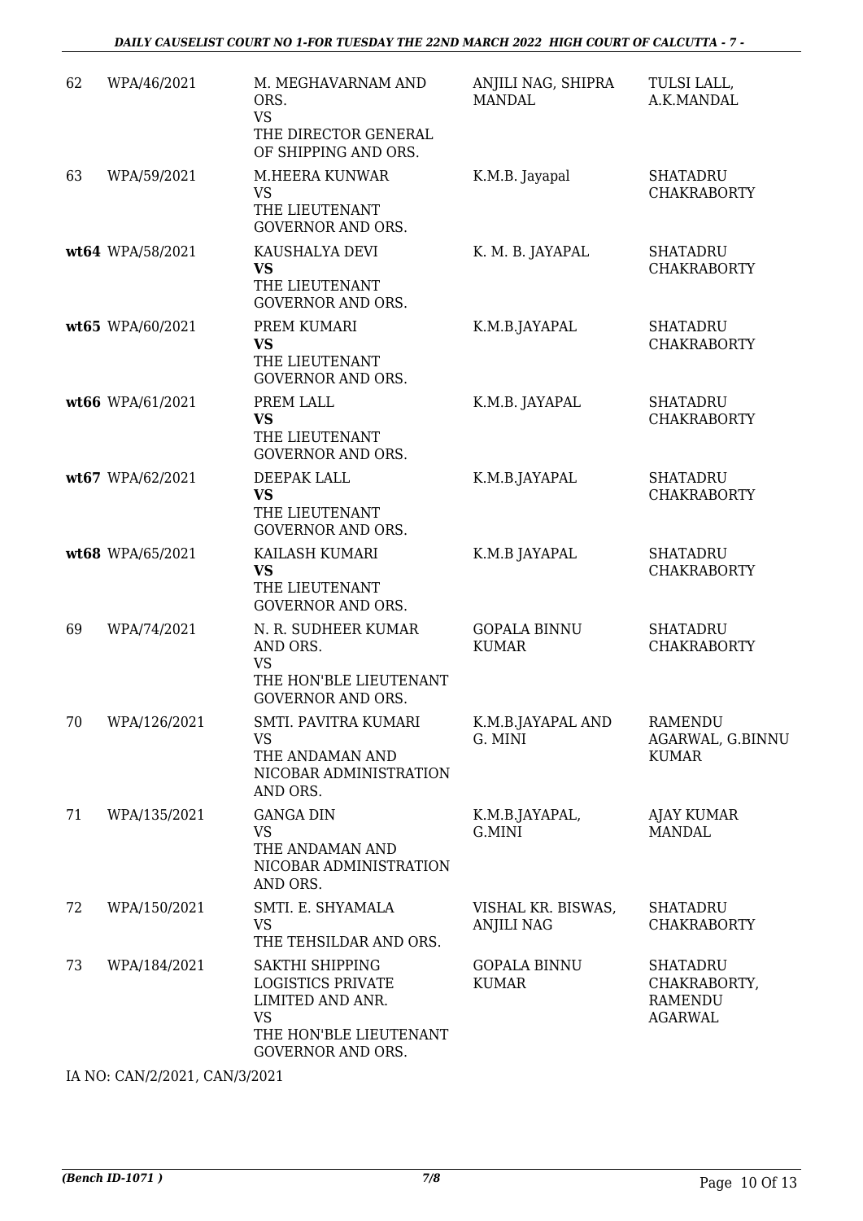| | | | | |
|---|---|---|---|---|
| 62 | WPA/46/2021 | M. MEGHAVARNAM AND ORS. VS THE DIRECTOR GENERAL OF SHIPPING AND ORS. | ANJILI NAG, SHIPRA MANDAL | TULSI LALL, A.K.MANDAL |
| 63 | WPA/59/2021 | M.HEERA KUNWAR VS THE LIEUTENANT GOVERNOR AND ORS. | K.M.B. Jayapal | SHATADRU CHAKRABORTY |
| **wt64** | WPA/58/2021 | KAUSHALYA DEVI **VS** THE LIEUTENANT GOVERNOR AND ORS. | K. M. B. JAYAPAL | SHATADRU CHAKRABORTY |
| **wt65** | WPA/60/2021 | PREM KUMARI **VS** THE LIEUTENANT GOVERNOR AND ORS. | K.M.B.JAYAPAL | SHATADRU CHAKRABORTY |
| **wt66** | WPA/61/2021 | PREM LALL **VS** THE LIEUTENANT GOVERNOR AND ORS. | K.M.B. JAYAPAL | SHATADRU CHAKRABORTY |
| **wt67** | WPA/62/2021 | DEEPAK LALL **VS** THE LIEUTENANT GOVERNOR AND ORS. | K.M.B.JAYAPAL | SHATADRU CHAKRABORTY |
| **wt68** | WPA/65/2021 | KAILASH KUMARI **VS** THE LIEUTENANT GOVERNOR AND ORS. | K.M.B JAYAPAL | SHATADRU CHAKRABORTY |
| 69 | WPA/74/2021 | N. R. SUDHEER KUMAR AND ORS. VS THE HON'BLE LIEUTENANT GOVERNOR AND ORS. | GOPALA BINNU KUMAR | SHATADRU CHAKRABORTY |
| 70 | WPA/126/2021 | SMTI. PAVITRA KUMARI VS THE ANDAMAN AND NICOBAR ADMINISTRATION AND ORS. | K.M.B.JAYAPAL AND G. MINI | RAMENDU AGARWAL, G.BINNU KUMAR |
| 71 | WPA/135/2021 | GANGA DIN VS THE ANDAMAN AND NICOBAR ADMINISTRATION AND ORS. | K.M.B.JAYAPAL, G.MINI | AJAY KUMAR MANDAL |
| 72 | WPA/150/2021 | SMTI. E. SHYAMALA VS THE TEHSILDAR AND ORS. | VISHAL KR. BISWAS, ANJILI NAG | SHATADRU CHAKRABORTY |
| 73 | WPA/184/2021 | SAKTHI SHIPPING LOGISTICS PRIVATE LIMITED AND ANR. VS THE HON'BLE LIEUTENANT GOVERNOR AND ORS. | GOPALA BINNU KUMAR | SHATADRU CHAKRABORTY, RAMENDU AGARWAL |

IA NO: CAN/2/2021, CAN/3/2021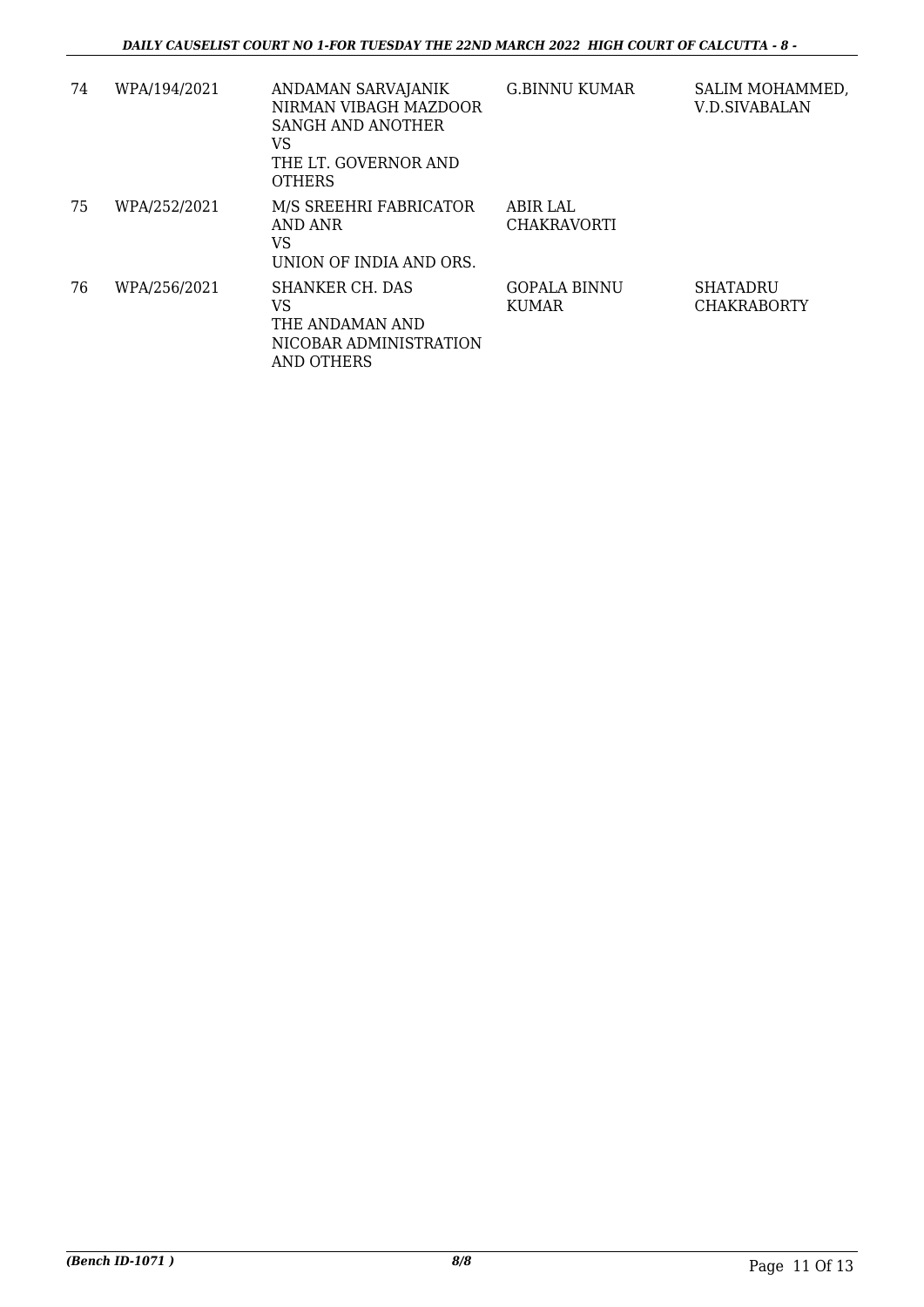| 74 | WPA/194/2021 | ANDAMAN SARVAJANIK NIRMAN VIBAGH MAZDOOR SANGH AND ANOTHER<br>VS<br>THE LT. GOVERNOR AND OTHERS | G.BINNU KUMAR | SALIM MOHAMMED, V.D.SIVABALAN |
|---|---|---|---|---|
| 75 | WPA/252/2021 | M/S SREEHRI FABRICATOR AND ANR<br>VS<br>UNION OF INDIA AND ORS. | ABIR LAL CHAKRAVORTI | |
| 76 | WPA/256/2021 | SHANKER CH. DAS<br>VS<br>THE ANDAMAN AND NICOBAR ADMINISTRATION AND OTHERS | GOPALA BINNU KUMAR | SHATADRU CHAKRABORTY |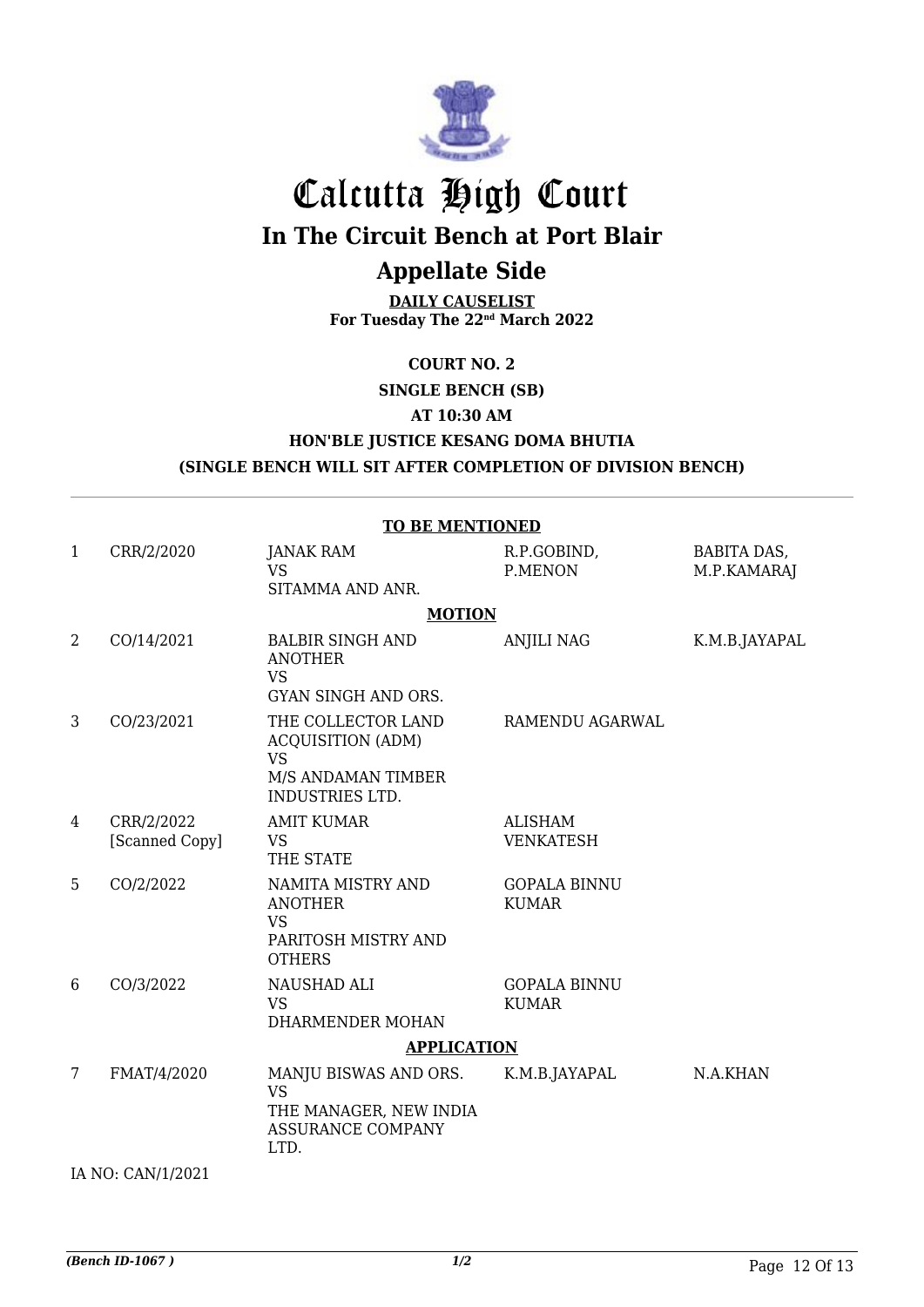# Calcutta High Court

## In The Circuit Bench at Port Blair

## Appellate Side

**DAILY CAUSELIST**
**For Tuesday The 22nd March 2022**

**COURT NO. 2**

**SINGLE BENCH (SB)**

**AT 10:30 AM**

**HON'BLE JUSTICE KESANG DOMA BHUTIA**

**(SINGLE BENCH WILL SIT AFTER COMPLETION OF DIVISION BENCH)**

**TO BE MENTIONED**

| | | | | |
|---|---|---|---|---|
| 1 | CRR/2/2020 | JANAK RAM VS SITAMMA AND ANR. | R.P.GOBIND, P.MENON | BABITA DAS, M.P.KAMARAJ |

**MOTION**

| | | | | |
|---|---|---|---|---|
| 2 | CO/14/2021 | BALBIR SINGH AND ANOTHER VS GYAN SINGH AND ORS. | ANJILI NAG | K.M.B.JAYAPAL |
| 3 | CO/23/2021 | THE COLLECTOR LAND ACQUISITION (ADM) VS M/S ANDAMAN TIMBER INDUSTRIES LTD. | RAMENDU AGARWAL | |
| 4 | CRR/2/2022 [Scanned Copy] | AMIT KUMAR VS THE STATE | ALISHAM VENKATESH | |
| 5 | CO/2/2022 | NAMITA MISTRY AND ANOTHER VS PARITOSH MISTRY AND OTHERS | GOPALA BINNU KUMAR | |
| 6 | CO/3/2022 | NAUSHAD ALI VS DHARMENDER MOHAN | GOPALA BINNU KUMAR | |

**APPLICATION**

| | | | | |
|---|---|---|---|---|
| 7 | FMAT/4/2020 | MANJU BISWAS AND ORS. VS THE MANAGER, NEW INDIA ASSURANCE COMPANY LTD. | K.M.B.JAYAPAL | N.A.KHAN |

IA NO: CAN/1/2021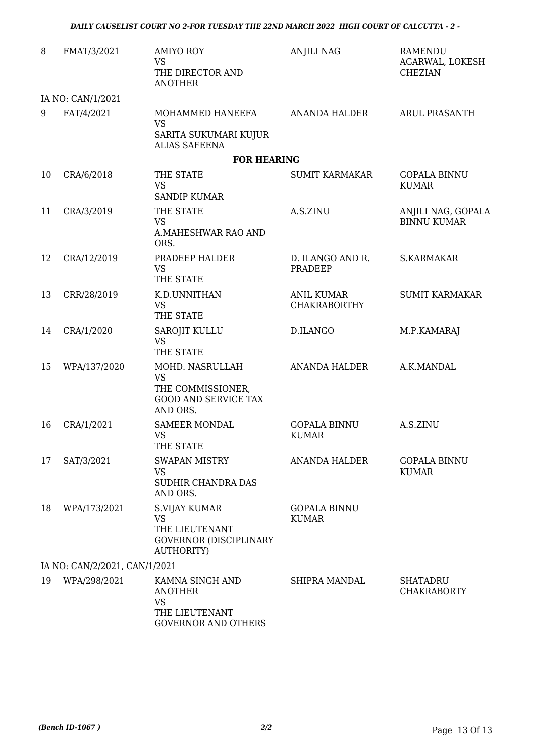| | | | | |
|---|---|---|---|---|
| 8 | FMAT/3/2021 | AMIYO ROY<br>VS<br>THE DIRECTOR AND ANOTHER | ANJILI NAG | RAMENDU AGARWAL, LOKESH CHEZIAN |
| IA NO: CAN/1/2021 | | | | |
| 9 | FAT/4/2021 | MOHAMMED HANEEFA<br>VS<br>SARITA SUKUMARI KUJUR ALIAS SAFEENA | ANANDA HALDER | ARUL PRASANTH |
| | | **FOR HEARING** | | |
| 10 | CRA/6/2018 | THE STATE<br>VS<br>SANDIP KUMAR | SUMIT KARMAKAR | GOPALA BINNU KUMAR |
| 11 | CRA/3/2019 | THE STATE<br>VS<br>A.MAHESHWAR RAO AND ORS. | A.S.ZINU | ANJILI NAG, GOPALA BINNU KUMAR |
| 12 | CRA/12/2019 | PRADEEP HALDER<br>VS<br>THE STATE | D. ILANGO AND R. PRADEEP | S.KARMAKAR |
| 13 | CRR/28/2019 | K.D.UNNITHAN<br>VS<br>THE STATE | ANIL KUMAR CHAKRABORTHY | SUMIT KARMAKAR |
| 14 | CRA/1/2020 | SAROJIT KULLU<br>VS<br>THE STATE | D.ILANGO | M.P.KAMARAJ |
| 15 | WPA/137/2020 | MOHD. NASRULLAH<br>VS<br>THE COMMISSIONER, GOOD AND SERVICE TAX AND ORS. | ANANDA HALDER | A.K.MANDAL |
| 16 | CRA/1/2021 | SAMEER MONDAL<br>VS<br>THE STATE | GOPALA BINNU KUMAR | A.S.ZINU |
| 17 | SAT/3/2021 | SWAPAN MISTRY<br>VS<br>SUDHIR CHANDRA DAS AND ORS. | ANANDA HALDER | GOPALA BINNU KUMAR |
| 18 | WPA/173/2021 | S.VIJAY KUMAR<br>VS<br>THE LIEUTENANT GOVERNOR (DISCIPLINARY AUTHORITY) | GOPALA BINNU KUMAR | |
| IA NO: CAN/2/2021, CAN/1/2021 | | | | |
| 19 | WPA/298/2021 | KAMNA SINGH AND ANOTHER<br>VS<br>THE LIEUTENANT GOVERNOR AND OTHERS | SHIPRA MANDAL | SHATADRU CHAKRABORTY |